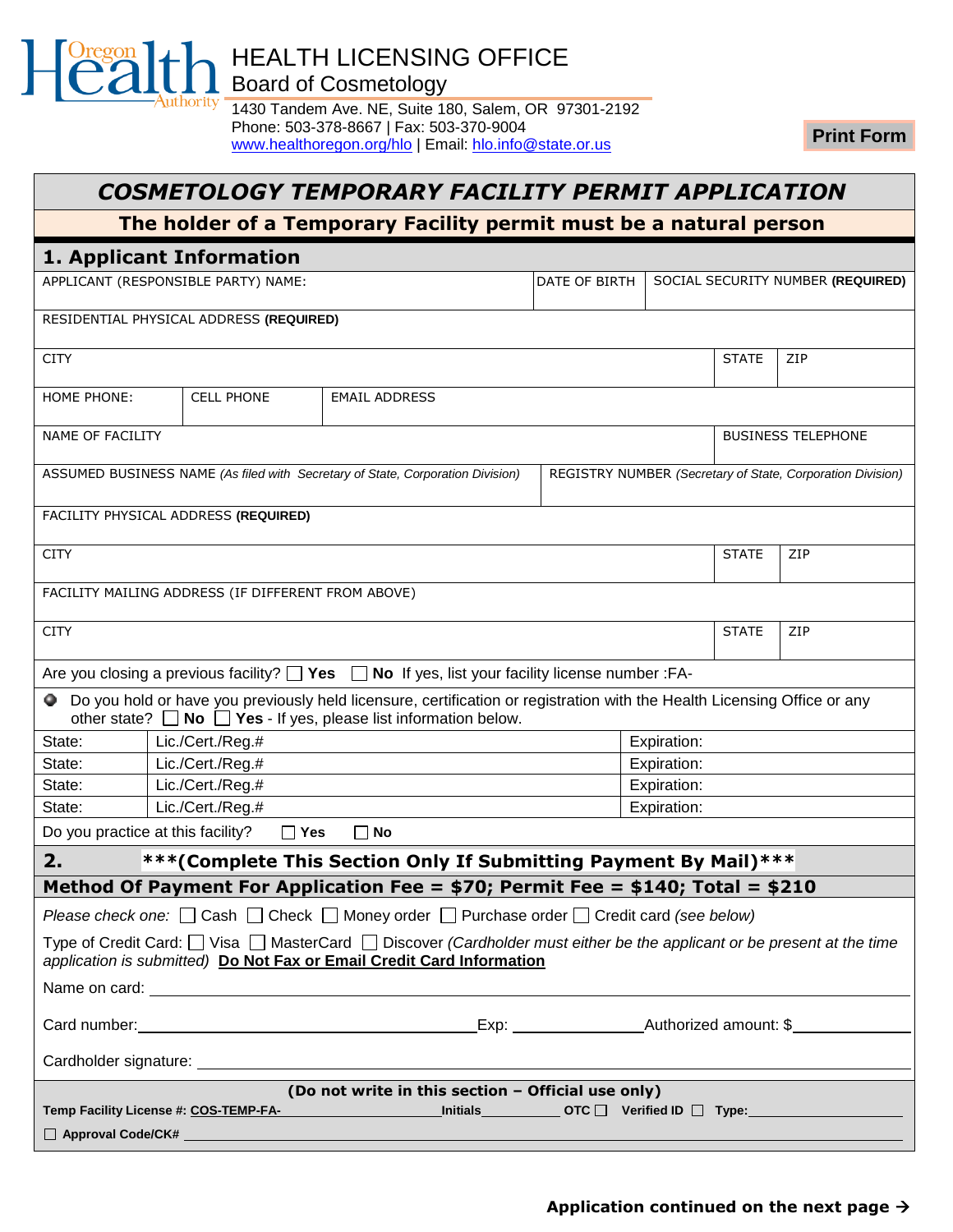Oregon Health Authority

# HEALTH LICENSING OFFICE

Board of Cosmetology

1430 Tandem Ave. NE, Suite 180, Salem, OR 97301-2192
Phone: 503-378-8667 | Fax: 503-370-9004
www.healthoregon.org/hlo | Email: hlo.info@state.or.us

Print Form

## *COSMETOLOGY TEMPORARY FACILITY PERMIT APPLICATION*

**The holder of a Temporary Facility permit must be a natural person**

### 1. Applicant Information

| APPLICANT (RESPONSIBLE PARTY) NAME: | | DATE OF BIRTH | SOCIAL SECURITY NUMBER **(REQUIRED)** |
|---|---|---|---|
| RESIDENTIAL PHYSICAL ADDRESS **(REQUIRED)** | | | |
| CITY | | STATE | ZIP |
| HOME PHONE: | CELL PHONE | EMAIL ADDRESS | |
| NAME OF FACILITY | | | BUSINESS TELEPHONE |
| ASSUMED BUSINESS NAME *(As filed with Secretary of State, Corporation Division)* | | REGISTRY NUMBER *(Secretary of State, Corporation Division)* | |
| FACILITY PHYSICAL ADDRESS **(REQUIRED)** | | | |
| CITY | | STATE | ZIP |
| FACILITY MAILING ADDRESS (IF DIFFERENT FROM ABOVE) | | | |
| CITY | | STATE | ZIP |

Are you closing a previous facility? ☐ **Yes** ☐ **No** If yes, list your facility license number :FA-

- Do you hold or have you previously held licensure, certification or registration with the Health Licensing Office or any other state? ☐ **No** ☐ **Yes** - If yes, please list information below.

| State: | Lic./Cert./Reg.# | Expiration: |
|---|---|---|
| State: | Lic./Cert./Reg.# | Expiration: |
| State: | Lic./Cert./Reg.# | Expiration: |
| State: | Lic./Cert./Reg.# | Expiration: |

Do you practice at this facility? ☐ **Yes** ☐ **No**

### 2. \*\*\*(Complete This Section Only If Submitting Payment By Mail)\*\*\*

**Method Of Payment For Application Fee = $70; Permit Fee = $140; Total = $210**

*Please check one:* ☐ Cash ☐ Check ☐ Money order ☐ Purchase order ☐ Credit card *(see below)*

Type of Credit Card: ☐ Visa ☐ MasterCard ☐ Discover *(Cardholder must either be the applicant or be present at the time application is submitted)* **Do Not Fax or Email Credit Card Information**

Name on card: ______________________________

Card number: ______________________ Exp: ____________ Authorized amount: $____________

Cardholder signature: ______________________________

**(Do not write in this section – Official use only)**

**Temp Facility License #: COS-TEMP-FA-**__________ **Initials**________ **OTC** ☐ **Verified ID** ☐ **Type:**__________

☐ **Approval Code/CK#** ______________________________

**Application continued on the next page →**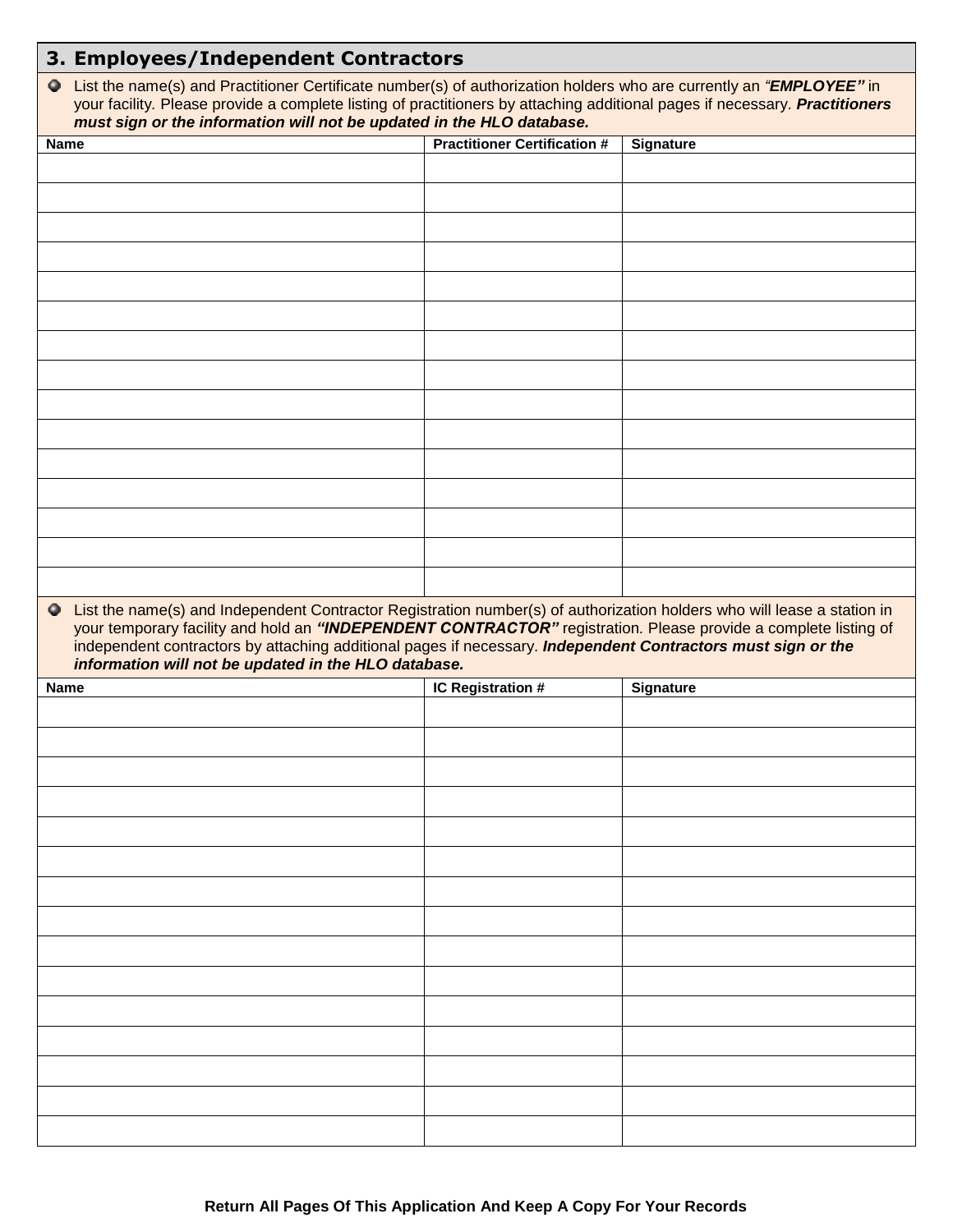## 3. Employees/Independent Contractors

- List the name(s) and Practitioner Certificate number(s) of authorization holders who are currently an ***"EMPLOYEE"*** in your facility. Please provide a complete listing of practitioners by attaching additional pages if necessary. ***Practitioners must sign or the information will not be updated in the HLO database.***

| Name | Practitioner Certification # | Signature |
|---|---|---|
| | | |
| | | |
| | | |
| | | |
| | | |
| | | |
| | | |
| | | |
| | | |
| | | |
| | | |
| | | |
| | | |
| | | |
| | | |

- List the name(s) and Independent Contractor Registration number(s) of authorization holders who will lease a station in your temporary facility and hold an ***"INDEPENDENT CONTRACTOR"*** registration. Please provide a complete listing of independent contractors by attaching additional pages if necessary. ***Independent Contractors must sign or the information will not be updated in the HLO database.***

| Name | IC Registration # | Signature |
|---|---|---|
| | | |
| | | |
| | | |
| | | |
| | | |
| | | |
| | | |
| | | |
| | | |
| | | |
| | | |
| | | |
| | | |
| | | |
| | | |

**Return All Pages Of This Application And Keep A Copy For Your Records**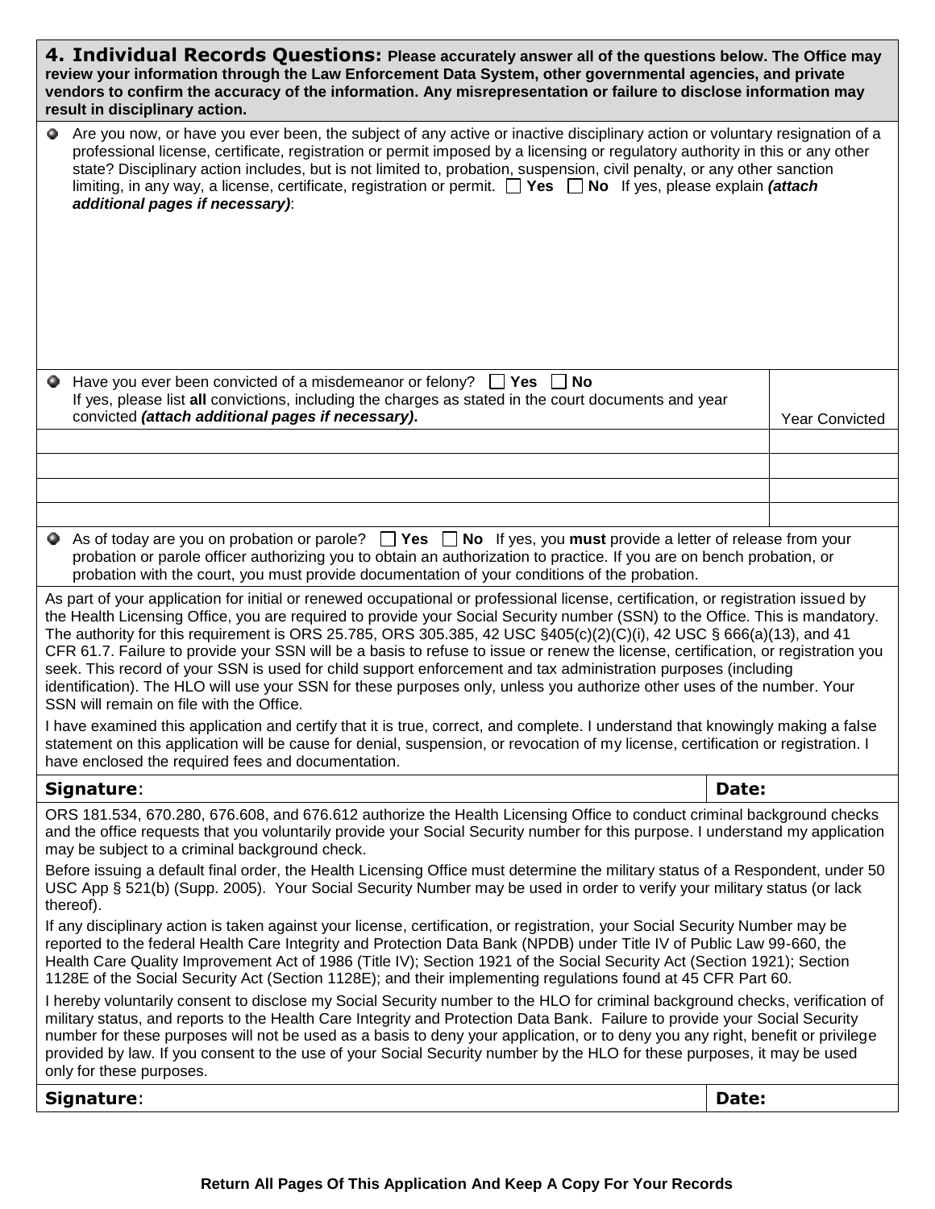## 4. Individual Records Questions: **Please accurately answer all of the questions below. The Office may review your information through the Law Enforcement Data System, other governmental agencies, and private vendors to confirm the accuracy of the information. Any misrepresentation or failure to disclose information may result in disciplinary action.**

- Are you now, or have you ever been, the subject of any active or inactive disciplinary action or voluntary resignation of a professional license, certificate, registration or permit imposed by a licensing or regulatory authority in this or any other state? Disciplinary action includes, but is not limited to, probation, suspension, civil penalty, or any other sanction limiting, in any way, a license, certificate, registration or permit. ☐ **Yes** ☐ **No** If yes, please explain ***(attach additional pages if necessary)***:

- Have you ever been convicted of a misdemeanor or felony? ☐ **Yes** ☐ **No**
  If yes, please list **all** convictions, including the charges as stated in the court documents and year convicted ***(attach additional pages if necessary).***

| Conviction | Year Convicted |
|---|---|
| | |
| | |
| | |
| | |

- As of today are you on probation or parole? ☐ **Yes** ☐ **No** If yes, you **must** provide a letter of release from your probation or parole officer authorizing you to obtain an authorization to practice. If you are on bench probation, or probation with the court, you must provide documentation of your conditions of the probation.

As part of your application for initial or renewed occupational or professional license, certification, or registration issued by the Health Licensing Office, you are required to provide your Social Security number (SSN) to the Office. This is mandatory. The authority for this requirement is ORS 25.785, ORS 305.385, 42 USC §405(c)(2)(C)(i), 42 USC § 666(a)(13), and 41 CFR 61.7. Failure to provide your SSN will be a basis to refuse to issue or renew the license, certification, or registration you seek. This record of your SSN is used for child support enforcement and tax administration purposes (including identification). The HLO will use your SSN for these purposes only, unless you authorize other uses of the number. Your SSN will remain on file with the Office.

I have examined this application and certify that it is true, correct, and complete. I understand that knowingly making a false statement on this application will be cause for denial, suspension, or revocation of my license, certification or registration. I have enclosed the required fees and documentation.

**Signature**: **Date:**

ORS 181.534, 670.280, 676.608, and 676.612 authorize the Health Licensing Office to conduct criminal background checks and the office requests that you voluntarily provide your Social Security number for this purpose. I understand my application may be subject to a criminal background check.

Before issuing a default final order, the Health Licensing Office must determine the military status of a Respondent, under 50 USC App § 521(b) (Supp. 2005). Your Social Security Number may be used in order to verify your military status (or lack thereof).

If any disciplinary action is taken against your license, certification, or registration, your Social Security Number may be reported to the federal Health Care Integrity and Protection Data Bank (NPDB) under Title IV of Public Law 99-660, the Health Care Quality Improvement Act of 1986 (Title IV); Section 1921 of the Social Security Act (Section 1921); Section 1128E of the Social Security Act (Section 1128E); and their implementing regulations found at 45 CFR Part 60.

I hereby voluntarily consent to disclose my Social Security number to the HLO for criminal background checks, verification of military status, and reports to the Health Care Integrity and Protection Data Bank. Failure to provide your Social Security number for these purposes will not be used as a basis to deny your application, or to deny you any right, benefit or privilege provided by law. If you consent to the use of your Social Security number by the HLO for these purposes, it may be used only for these purposes.

**Signature**: **Date:**

**Return All Pages Of This Application And Keep A Copy For Your Records**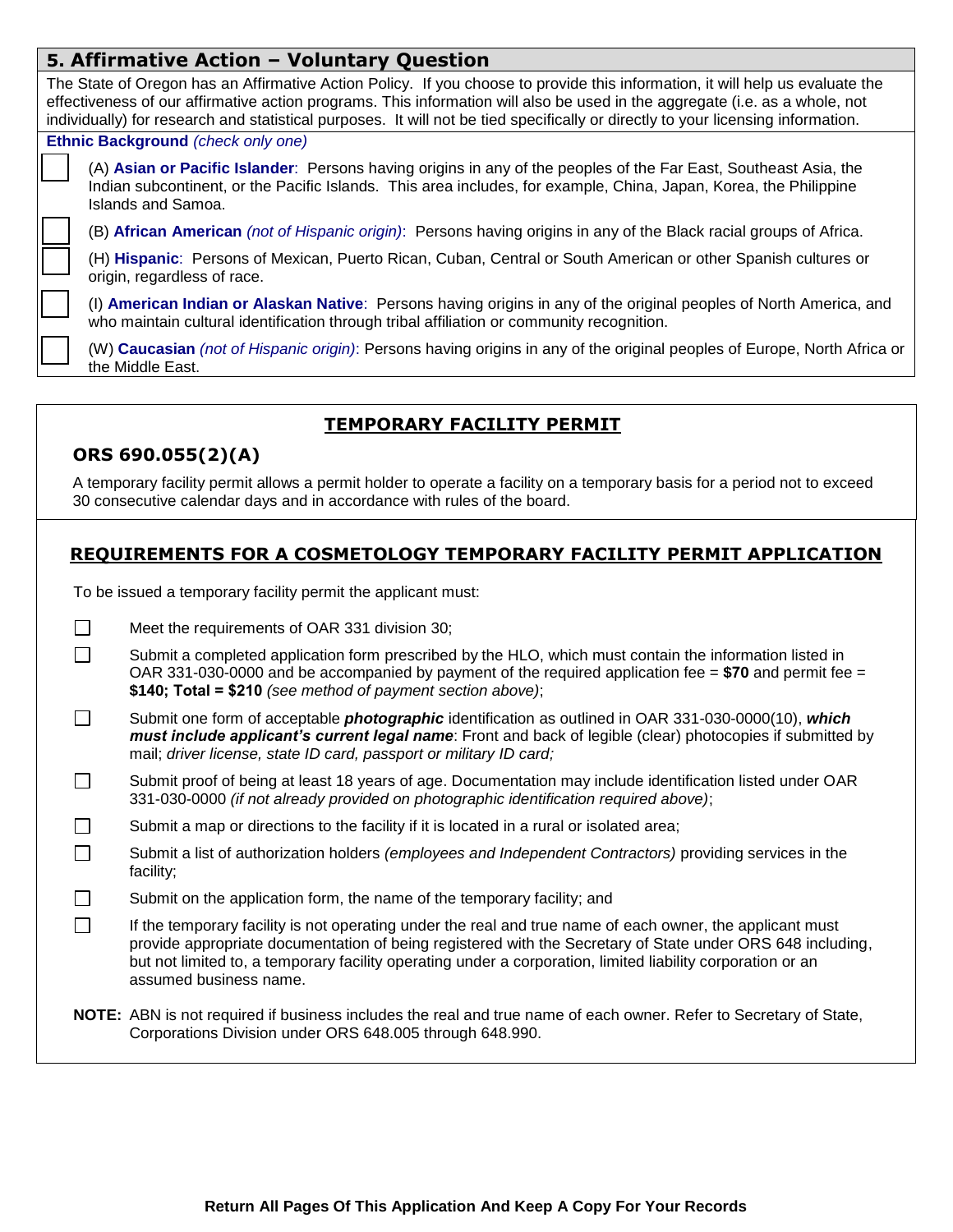## 5. Affirmative Action – Voluntary Question

The State of Oregon has an Affirmative Action Policy. If you choose to provide this information, it will help us evaluate the effectiveness of our affirmative action programs. This information will also be used in the aggregate (i.e. as a whole, not individually) for research and statistical purposes. It will not be tied specifically or directly to your licensing information.

**Ethnic Background** *(check only one)*

- ☐ (A) **Asian or Pacific Islander**: Persons having origins in any of the peoples of the Far East, Southeast Asia, the Indian subcontinent, or the Pacific Islands. This area includes, for example, China, Japan, Korea, the Philippine Islands and Samoa.
- ☐ (B) **African American** *(not of Hispanic origin)*: Persons having origins in any of the Black racial groups of Africa.
- ☐ (H) **Hispanic**: Persons of Mexican, Puerto Rican, Cuban, Central or South American or other Spanish cultures or origin, regardless of race.
- ☐ (I) **American Indian or Alaskan Native**: Persons having origins in any of the original peoples of North America, and who maintain cultural identification through tribal affiliation or community recognition.
- ☐ (W) **Caucasian** *(not of Hispanic origin)*: Persons having origins in any of the original peoples of Europe, North Africa or the Middle East.

## TEMPORARY FACILITY PERMIT

### ORS 690.055(2)(A)

A temporary facility permit allows a permit holder to operate a facility on a temporary basis for a period not to exceed 30 consecutive calendar days and in accordance with rules of the board.

## REQUIREMENTS FOR A COSMETOLOGY TEMPORARY FACILITY PERMIT APPLICATION

To be issued a temporary facility permit the applicant must:

- ☐ Meet the requirements of OAR 331 division 30;
- ☐ Submit a completed application form prescribed by the HLO, which must contain the information listed in OAR 331-030-0000 and be accompanied by payment of the required application fee = **$70** and permit fee = **$140; Total = $210** *(see method of payment section above)*;
- ☐ Submit one form of acceptable ***photographic*** identification as outlined in OAR 331-030-0000(10), ***which must include applicant's current legal name***: Front and back of legible (clear) photocopies if submitted by mail; *driver license, state ID card, passport or military ID card;*
- ☐ Submit proof of being at least 18 years of age. Documentation may include identification listed under OAR 331-030-0000 *(if not already provided on photographic identification required above)*;
- ☐ Submit a map or directions to the facility if it is located in a rural or isolated area;
- ☐ Submit a list of authorization holders *(employees and Independent Contractors)* providing services in the facility;
- ☐ Submit on the application form, the name of the temporary facility; and
- ☐ If the temporary facility is not operating under the real and true name of each owner, the applicant must provide appropriate documentation of being registered with the Secretary of State under ORS 648 including, but not limited to, a temporary facility operating under a corporation, limited liability corporation or an assumed business name.

**NOTE:** ABN is not required if business includes the real and true name of each owner. Refer to Secretary of State, Corporations Division under ORS 648.005 through 648.990.

**Return All Pages Of This Application And Keep A Copy For Your Records**